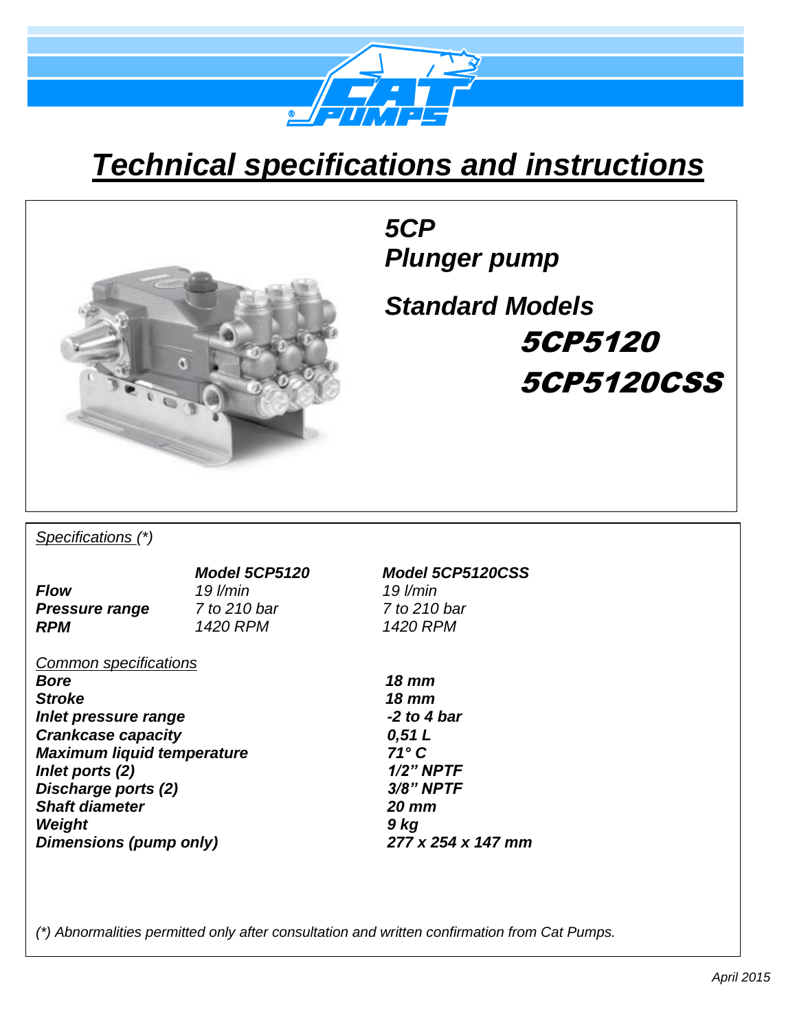# *Technical specifications and instructions*

## *5CP*
## *Plunger pump*

## *Standard Models*

**5CP5120**

**5CP5120CSS**

*Specifications (\*)*

| | **Model 5CP5120** | **Model 5CP5120CSS** |
|---|---|---|
| **Flow** | *19 l/min* | *19 l/min* |
| **Pressure range** | *7 to 210 bar* | *7 to 210 bar* |
| **RPM** | *1420 RPM* | *1420 RPM* |

*Common specifications*

| | |
|---|---|
| **Bore** | **18 mm** |
| **Stroke** | **18 mm** |
| **Inlet pressure range** | **-2 to 4 bar** |
| **Crankcase capacity** | **0,51 L** |
| **Maximum liquid temperature** | **71° C** |
| **Inlet ports (2)** | **1/2" NPTF** |
| **Discharge ports (2)** | **3/8" NPTF** |
| **Shaft diameter** | **20 mm** |
| **Weight** | **9 kg** |
| **Dimensions (pump only)** | **277 x 254 x 147 mm** |

*(\*) Abnormalities permitted only after consultation and written confirmation from Cat Pumps.*

*April 2015*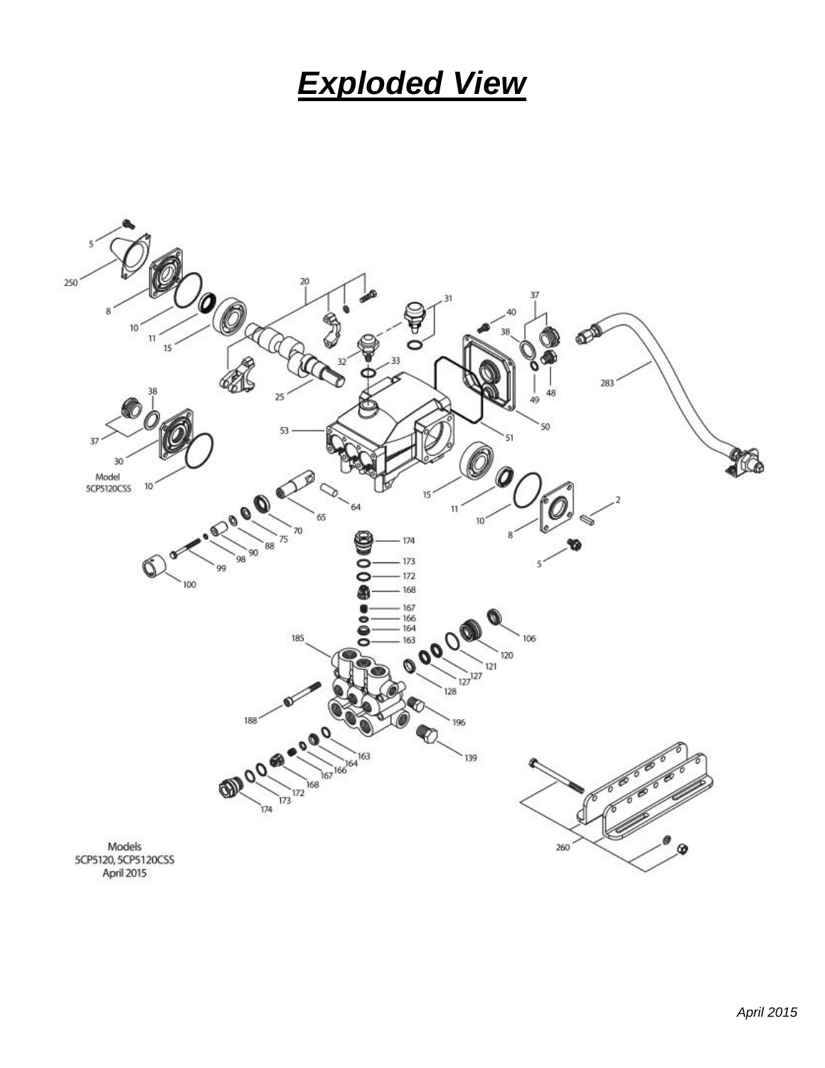# *Exploded View*

Models
5CP5120, 5CP5120CSS
April 2015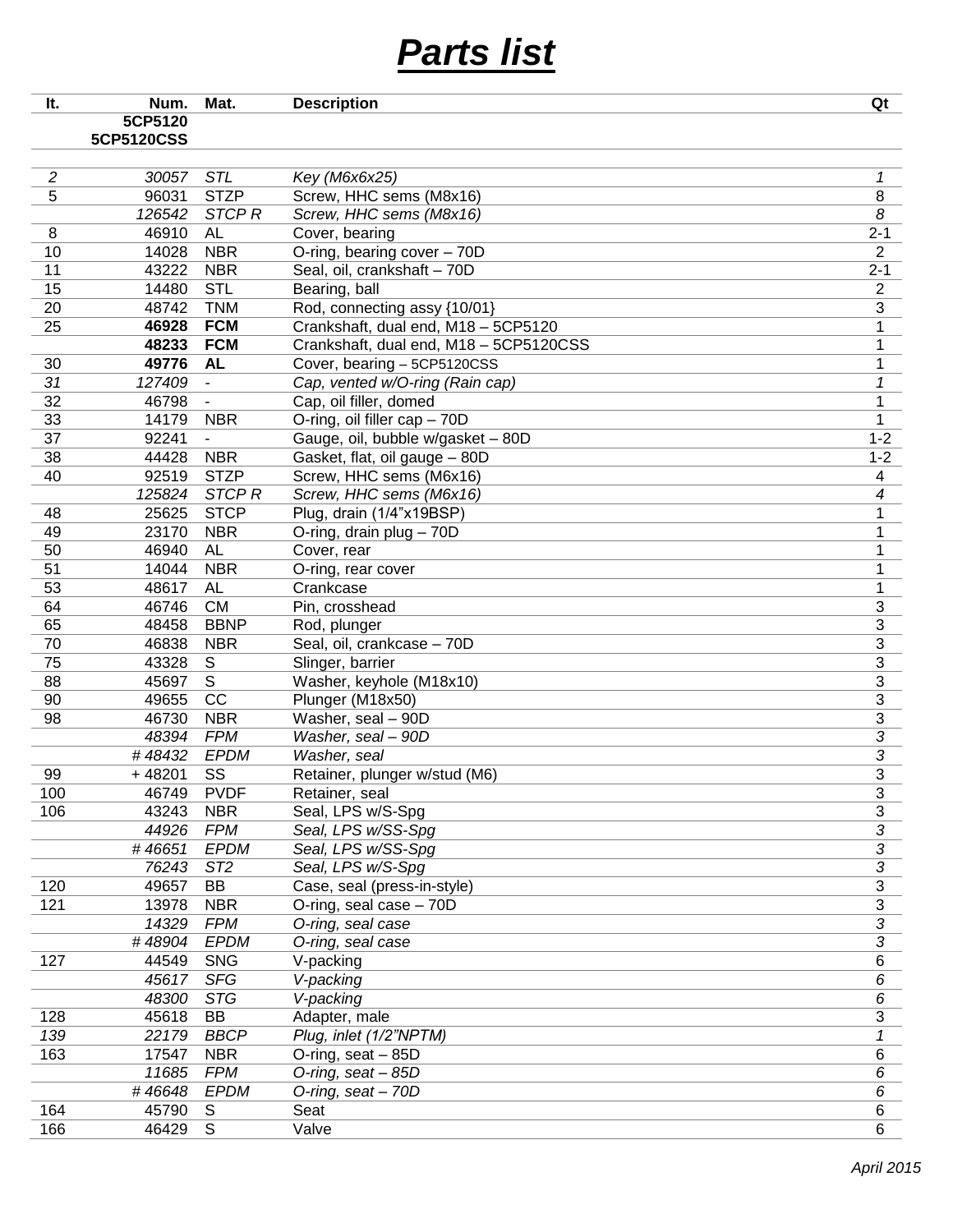# ***Parts list***

| It. | Num. | Mat. | Description | Qt |
|---|---|---|---|---|
| | **5CP5120** **5CP5120CSS** | | | |
| *2* | *30057* | *STL* | *Key (M6x6x25)* | *1* |
| 5 | 96031 | STZP | Screw, HHC sems (M8x16) | 8 |
| | *126542* | *STCP R* | *Screw, HHC sems (M8x16)* | *8* |
| 8 | 46910 | AL | Cover, bearing | 2-1 |
| 10 | 14028 | NBR | O-ring, bearing cover – 70D | 2 |
| 11 | 43222 | NBR | Seal, oil, crankshaft – 70D | 2-1 |
| 15 | 14480 | STL | Bearing, ball | 2 |
| 20 | 48742 | TNM | Rod, connecting assy {10/01} | 3 |
| 25 | **46928** | **FCM** | Crankshaft, dual end, M18 – 5CP5120 | 1 |
| | **48233** | **FCM** | Crankshaft, dual end, M18 – 5CP5120CSS | 1 |
| 30 | **49776** | **AL** | Cover, bearing – 5CP5120CSS | 1 |
| *31* | *127409* | *-* | *Cap, vented w/O-ring (Rain cap)* | *1* |
| 32 | 46798 | - | Cap, oil filler, domed | 1 |
| 33 | 14179 | NBR | O-ring, oil filler cap – 70D | 1 |
| 37 | 92241 | - | Gauge, oil, bubble w/gasket – 80D | 1-2 |
| 38 | 44428 | NBR | Gasket, flat, oil gauge – 80D | 1-2 |
| 40 | 92519 | STZP | Screw, HHC sems (M6x16) | 4 |
| | *125824* | *STCP R* | *Screw, HHC sems (M6x16)* | *4* |
| 48 | 25625 | STCP | Plug, drain (1/4"x19BSP) | 1 |
| 49 | 23170 | NBR | O-ring, drain plug – 70D | 1 |
| 50 | 46940 | AL | Cover, rear | 1 |
| 51 | 14044 | NBR | O-ring, rear cover | 1 |
| 53 | 48617 | AL | Crankcase | 1 |
| 64 | 46746 | CM | Pin, crosshead | 3 |
| 65 | 48458 | BBNP | Rod, plunger | 3 |
| 70 | 46838 | NBR | Seal, oil, crankcase – 70D | 3 |
| 75 | 43328 | S | Slinger, barrier | 3 |
| 88 | 45697 | S | Washer, keyhole (M18x10) | 3 |
| 90 | 49655 | CC | Plunger (M18x50) | 3 |
| 98 | 46730 | NBR | Washer, seal – 90D | 3 |
| | *48394* | *FPM* | *Washer, seal – 90D* | *3* |
| | *# 48432* | *EPDM* | *Washer, seal* | *3* |
| 99 | + 48201 | SS | Retainer, plunger w/stud (M6) | 3 |
| 100 | 46749 | PVDF | Retainer, seal | 3 |
| 106 | 43243 | NBR | Seal, LPS w/S-Spg | 3 |
| | *44926* | *FPM* | *Seal, LPS w/SS-Spg* | *3* |
| | *# 46651* | *EPDM* | *Seal, LPS w/SS-Spg* | *3* |
| | *76243* | *ST2* | *Seal, LPS w/S-Spg* | *3* |
| 120 | 49657 | BB | Case, seal (press-in-style) | 3 |
| 121 | 13978 | NBR | O-ring, seal case – 70D | 3 |
| | *14329* | *FPM* | *O-ring, seal case* | *3* |
| | *# 48904* | *EPDM* | *O-ring, seal case* | *3* |
| 127 | 44549 | SNG | V-packing | 6 |
| | *45617* | *SFG* | *V-packing* | *6* |
| | *48300* | *STG* | *V-packing* | *6* |
| 128 | 45618 | BB | Adapter, male | 3 |
| *139* | *22179* | *BBCP* | *Plug, inlet (1/2"NPTM)* | *1* |
| 163 | 17547 | NBR | O-ring, seat – 85D | 6 |
| | *11685* | *FPM* | *O-ring, seat – 85D* | *6* |
| | *# 46648* | *EPDM* | *O-ring, seat – 70D* | *6* |
| 164 | 45790 | S | Seat | 6 |
| 166 | 46429 | S | Valve | 6 |

*April 2015*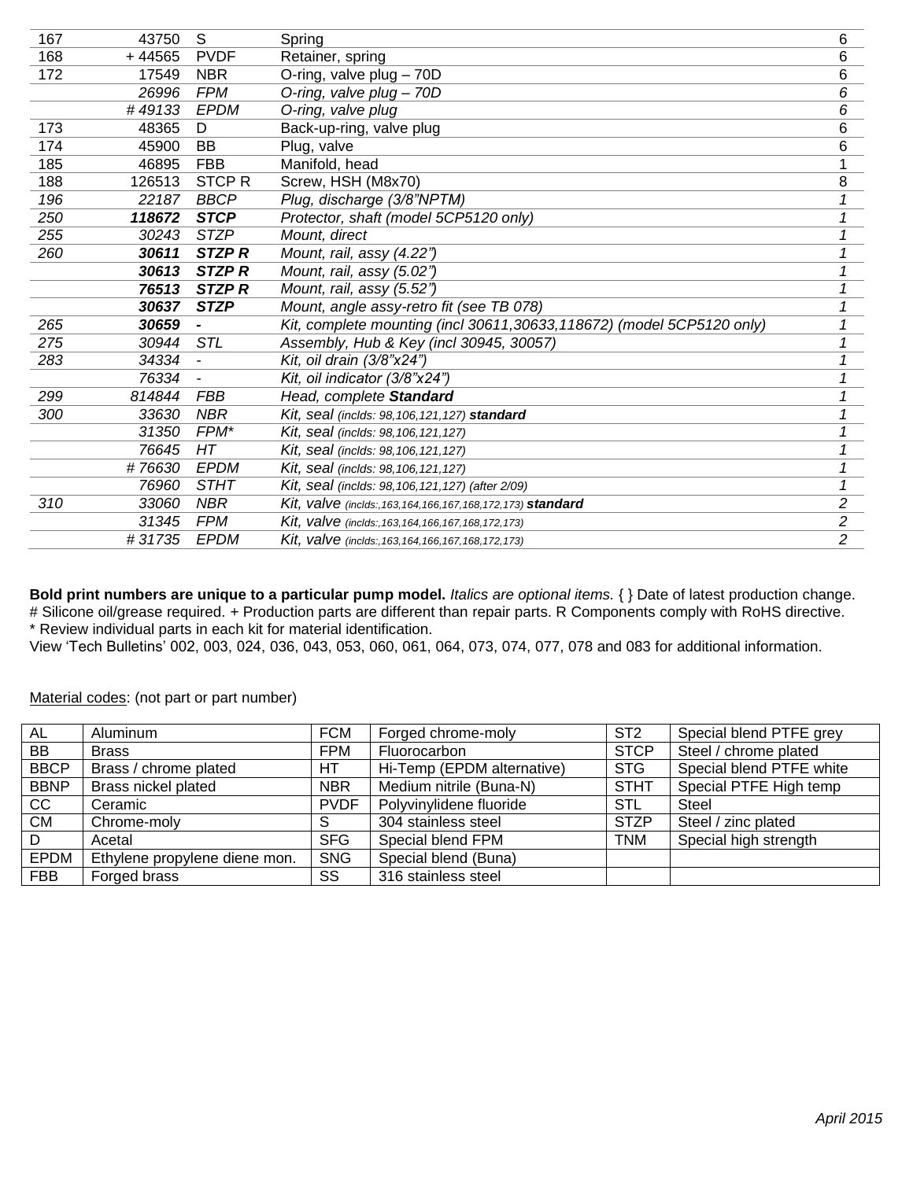| | | | | |
|---|---|---|---|---|
| 167 | 43750 | S | Spring | 6 |
| 168 | + 44565 | PVDF | Retainer, spring | 6 |
| 172 | 17549 | NBR | O-ring, valve plug – 70D | 6 |
| | *26996* | *FPM* | *O-ring, valve plug – 70D* | *6* |
| | *# 49133* | *EPDM* | *O-ring, valve plug* | *6* |
| 173 | 48365 | D | Back-up-ring, valve plug | 6 |
| 174 | 45900 | BB | Plug, valve | 6 |
| 185 | 46895 | FBB | Manifold, head | 1 |
| 188 | 126513 | STCP R | Screw, HSH (M8x70) | 8 |
| *196* | *22187* | *BBCP* | *Plug, discharge (3/8"NPTM)* | *1* |
| *250* | ***118672*** | ***STCP*** | *Protector, shaft (model 5CP5120 only)* | *1* |
| *255* | *30243* | *STZP* | *Mount, direct* | *1* |
| *260* | ***30611*** | ***STZP R*** | *Mount, rail, assy (4.22")* | *1* |
| | ***30613*** | ***STZP R*** | *Mount, rail, assy (5.02")* | *1* |
| | ***76513*** | ***STZP R*** | *Mount, rail, assy (5.52")* | *1* |
| | ***30637*** | ***STZP*** | *Mount, angle assy-retro fit (see TB 078)* | *1* |
| *265* | ***30659*** | ***-*** | *Kit, complete mounting (incl 30611,30633,118672) (model 5CP5120 only)* | *1* |
| *275* | *30944* | *STL* | *Assembly, Hub & Key (incl 30945, 30057)* | *1* |
| *283* | *34334* | - | *Kit, oil drain (3/8"x24")* | *1* |
| | *76334* | - | *Kit, oil indicator (3/8"x24")* | *1* |
| *299* | *814844* | *FBB* | *Head, complete **Standard*** | *1* |
| *300* | *33630* | *NBR* | *Kit, seal (inclds: 98,106,121,127) **standard*** | *1* |
| | *31350* | *FPM** | *Kit, seal (inclds: 98,106,121,127)* | *1* |
| | *76645* | *HT* | *Kit, seal (inclds: 98,106,121,127)* | *1* |
| | *# 76630* | *EPDM* | *Kit, seal (inclds: 98,106,121,127)* | *1* |
| | *76960* | *STHT* | *Kit, seal (inclds: 98,106,121,127) (after 2/09)* | *1* |
| *310* | *33060* | *NBR* | *Kit, valve (inclds:,163,164,166,167,168,172,173) **standard*** | *2* |
| | *31345* | *FPM* | *Kit, valve (inclds:,163,164,166,167,168,172,173)* | *2* |
| | *# 31735* | *EPDM* | *Kit, valve (inclds:,163,164,166,167,168,172,173)* | *2* |

**Bold print numbers are unique to a particular pump model.** *Italics are optional items.* { } Date of latest production change.
# Silicone oil/grease required. + Production parts are different than repair parts. R Components comply with RoHS directive.
* Review individual parts in each kit for material identification.
View 'Tech Bulletins' 002, 003, 024, 036, 043, 053, 060, 061, 064, 073, 074, 077, 078 and 083 for additional information.

Material codes: (not part or part number)

| | | | | | |
|---|---|---|---|---|---|
| AL | Aluminum | FCM | Forged chrome-moly | ST2 | Special blend PTFE grey |
| BB | Brass | FPM | Fluorocarbon | STCP | Steel / chrome plated |
| BBCP | Brass / chrome plated | HT | Hi-Temp (EPDM alternative) | STG | Special blend PTFE white |
| BBNP | Brass nickel plated | NBR | Medium nitrile (Buna-N) | STHT | Special PTFE High temp |
| CC | Ceramic | PVDF | Polyvinylidene fluoride | STL | Steel |
| CM | Chrome-moly | S | 304 stainless steel | STZP | Steel / zinc plated |
| D | Acetal | SFG | Special blend FPM | TNM | Special high strength |
| EPDM | Ethylene propylene diene mon. | SNG | Special blend (Buna) | | |
| FBB | Forged brass | SS | 316 stainless steel | | |

*April 2015*